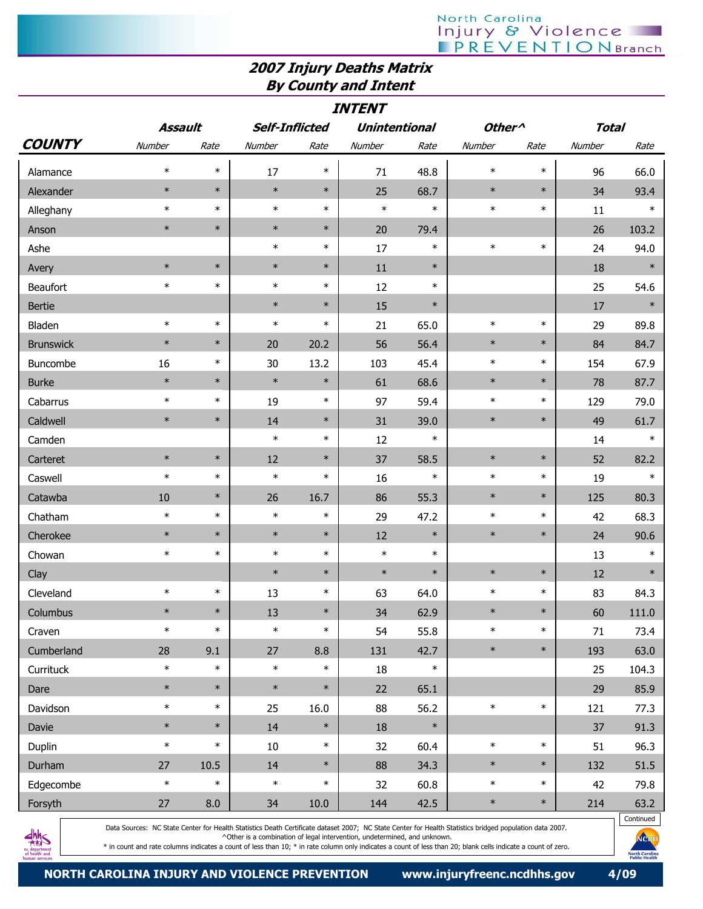North Carolina Injury & Violence PREVENTION Branch

# 2007 Injury Deaths Matrix
## By County and Intent

| COUNTY | Assault | | Self-Inflicted | | Unintentional | | Other^ | | Total | |
|---|---|---|---|---|---|---|---|---|---|---|
| | Number | Rate | Number | Rate | Number | Rate | Number | Rate | Number | Rate |
| Alamance | * | * | 17 | * | 71 | 48.8 | * | * | 96 | 66.0 |
| Alexander | * | * | * | * | 25 | 68.7 | * | * | 34 | 93.4 |
| Alleghany | * | * | * | * | * | * | * | * | 11 | * |
| Anson | * | * | * | * | 20 | 79.4 | | | 26 | 103.2 |
| Ashe | | | * | * | 17 | * | * | * | 24 | 94.0 |
| Avery | * | * | * | * | 11 | * | | | 18 | * |
| Beaufort | * | * | * | * | 12 | * | | | 25 | 54.6 |
| Bertie | | | * | * | 15 | * | | | 17 | * |
| Bladen | * | * | * | * | 21 | 65.0 | * | * | 29 | 89.8 |
| Brunswick | * | * | 20 | 20.2 | 56 | 56.4 | * | * | 84 | 84.7 |
| Buncombe | 16 | * | 30 | 13.2 | 103 | 45.4 | * | * | 154 | 67.9 |
| Burke | * | * | * | * | 61 | 68.6 | * | * | 78 | 87.7 |
| Cabarrus | * | * | 19 | * | 97 | 59.4 | * | * | 129 | 79.0 |
| Caldwell | * | * | 14 | * | 31 | 39.0 | * | * | 49 | 61.7 |
| Camden | | | * | * | 12 | * | | | 14 | * |
| Carteret | * | * | 12 | * | 37 | 58.5 | * | * | 52 | 82.2 |
| Caswell | * | * | * | * | 16 | * | * | * | 19 | * |
| Catawba | 10 | * | 26 | 16.7 | 86 | 55.3 | * | * | 125 | 80.3 |
| Chatham | * | * | * | * | 29 | 47.2 | * | * | 42 | 68.3 |
| Cherokee | * | * | * | * | 12 | * | * | * | 24 | 90.6 |
| Chowan | * | * | * | * | * | * | | | 13 | * |
| Clay | | | * | * | * | * | * | * | 12 | * |
| Cleveland | * | * | 13 | * | 63 | 64.0 | * | * | 83 | 84.3 |
| Columbus | * | * | 13 | * | 34 | 62.9 | * | * | 60 | 111.0 |
| Craven | * | * | * | * | 54 | 55.8 | * | * | 71 | 73.4 |
| Cumberland | 28 | 9.1 | 27 | 8.8 | 131 | 42.7 | * | * | 193 | 63.0 |
| Currituck | * | * | * | * | 18 | * | | | 25 | 104.3 |
| Dare | * | * | * | * | 22 | 65.1 | | | 29 | 85.9 |
| Davidson | * | * | 25 | 16.0 | 88 | 56.2 | * | * | 121 | 77.3 |
| Davie | * | * | 14 | * | 18 | * | | | 37 | 91.3 |
| Duplin | * | * | 10 | * | 32 | 60.4 | * | * | 51 | 96.3 |
| Durham | 27 | 10.5 | 14 | * | 88 | 34.3 | * | * | 132 | 51.5 |
| Edgecombe | * | * | * | * | 32 | 60.8 | * | * | 42 | 79.8 |
| Forsyth | 27 | 8.0 | 34 | 10.0 | 144 | 42.5 | * | * | 214 | 63.2 |

Continued

Data Sources: NC State Center for Health Statistics Death Certificate dataset 2007; NC State Center for Health Statistics bridged population data 2007.
^Other is a combination of legal intervention, undetermined, and unknown.
* in count and rate columns indicates a count of less than 10; * in rate column only indicates a count of less than 20; blank cells indicate a count of zero.

NORTH CAROLINA INJURY AND VIOLENCE PREVENTION www.injuryfreenc.ncdhhs.gov 4/09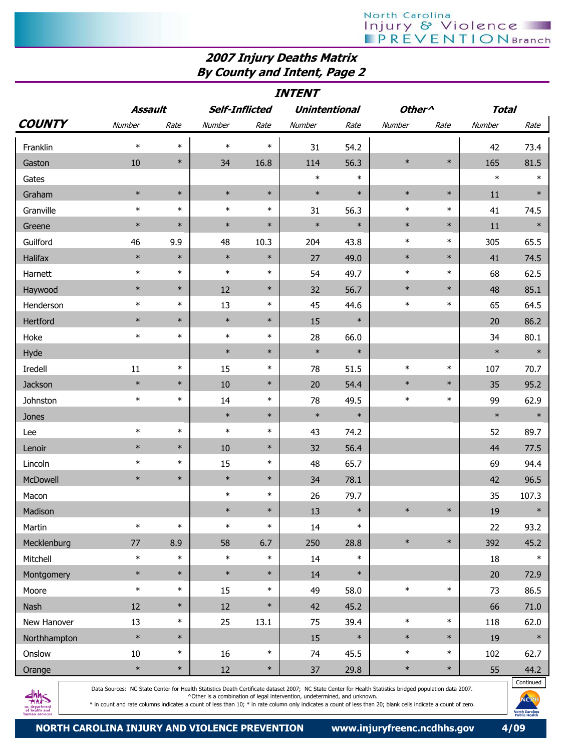## 2007 Injury Deaths Matrix
## By County and Intent, Page 2

| COUNTY | Assault | | Self-Inflicted | | Unintentional | | Other^ | | Total | |
|---|---|---|---|---|---|---|---|---|---|---|
| | Number | Rate | Number | Rate | Number | Rate | Number | Rate | Number | Rate |
| Franklin | * | * | * | * | 31 | 54.2 | | | 42 | 73.4 |
| Gaston | 10 | * | 34 | 16.8 | 114 | 56.3 | * | * | 165 | 81.5 |
| Gates | | | | | * | * | | | * | * |
| Graham | * | * | * | * | * | * | * | * | 11 | * |
| Granville | * | * | * | * | 31 | 56.3 | * | * | 41 | 74.5 |
| Greene | * | * | * | * | * | * | * | * | 11 | * |
| Guilford | 46 | 9.9 | 48 | 10.3 | 204 | 43.8 | * | * | 305 | 65.5 |
| Halifax | * | * | * | * | 27 | 49.0 | * | * | 41 | 74.5 |
| Harnett | * | * | * | * | 54 | 49.7 | * | * | 68 | 62.5 |
| Haywood | * | * | 12 | * | 32 | 56.7 | * | * | 48 | 85.1 |
| Henderson | * | * | 13 | * | 45 | 44.6 | * | * | 65 | 64.5 |
| Hertford | * | * | * | * | 15 | * | | | 20 | 86.2 |
| Hoke | * | * | * | * | 28 | 66.0 | | | 34 | 80.1 |
| Hyde | | | * | * | * | * | | | * | * |
| Iredell | 11 | * | 15 | * | 78 | 51.5 | * | * | 107 | 70.7 |
| Jackson | * | * | 10 | * | 20 | 54.4 | * | * | 35 | 95.2 |
| Johnston | * | * | 14 | * | 78 | 49.5 | * | * | 99 | 62.9 |
| Jones | | | * | * | * | * | | | * | * |
| Lee | * | * | * | * | 43 | 74.2 | | | 52 | 89.7 |
| Lenoir | * | * | 10 | * | 32 | 56.4 | | | 44 | 77.5 |
| Lincoln | * | * | 15 | * | 48 | 65.7 | | | 69 | 94.4 |
| McDowell | * | * | * | * | 34 | 78.1 | | | 42 | 96.5 |
| Macon | | | * | * | 26 | 79.7 | | | 35 | 107.3 |
| Madison | | | * | * | 13 | * | * | * | 19 | * |
| Martin | * | * | * | * | 14 | * | | | 22 | 93.2 |
| Mecklenburg | 77 | 8.9 | 58 | 6.7 | 250 | 28.8 | * | * | 392 | 45.2 |
| Mitchell | * | * | * | * | 14 | * | | | 18 | * |
| Montgomery | * | * | * | * | 14 | * | | | 20 | 72.9 |
| Moore | * | * | 15 | * | 49 | 58.0 | * | * | 73 | 86.5 |
| Nash | 12 | * | 12 | * | 42 | 45.2 | | | 66 | 71.0 |
| New Hanover | 13 | * | 25 | 13.1 | 75 | 39.4 | * | * | 118 | 62.0 |
| Northhampton | * | * | | | 15 | * | * | * | 19 | * |
| Onslow | 10 | * | 16 | * | 74 | 45.5 | * | * | 102 | 62.7 |
| Orange | * | * | 12 | * | 37 | 29.8 | * | * | 55 | 44.2 |

Continued

Data Sources: NC State Center for Health Statistics Death Certificate dataset 2007; NC State Center for Health Statistics bridged population data 2007.
^Other is a combination of legal intervention, undetermined, and unknown.
* in count and rate columns indicates a count of less than 10; * in rate column only indicates a count of less than 20; blank cells indicate a count of zero.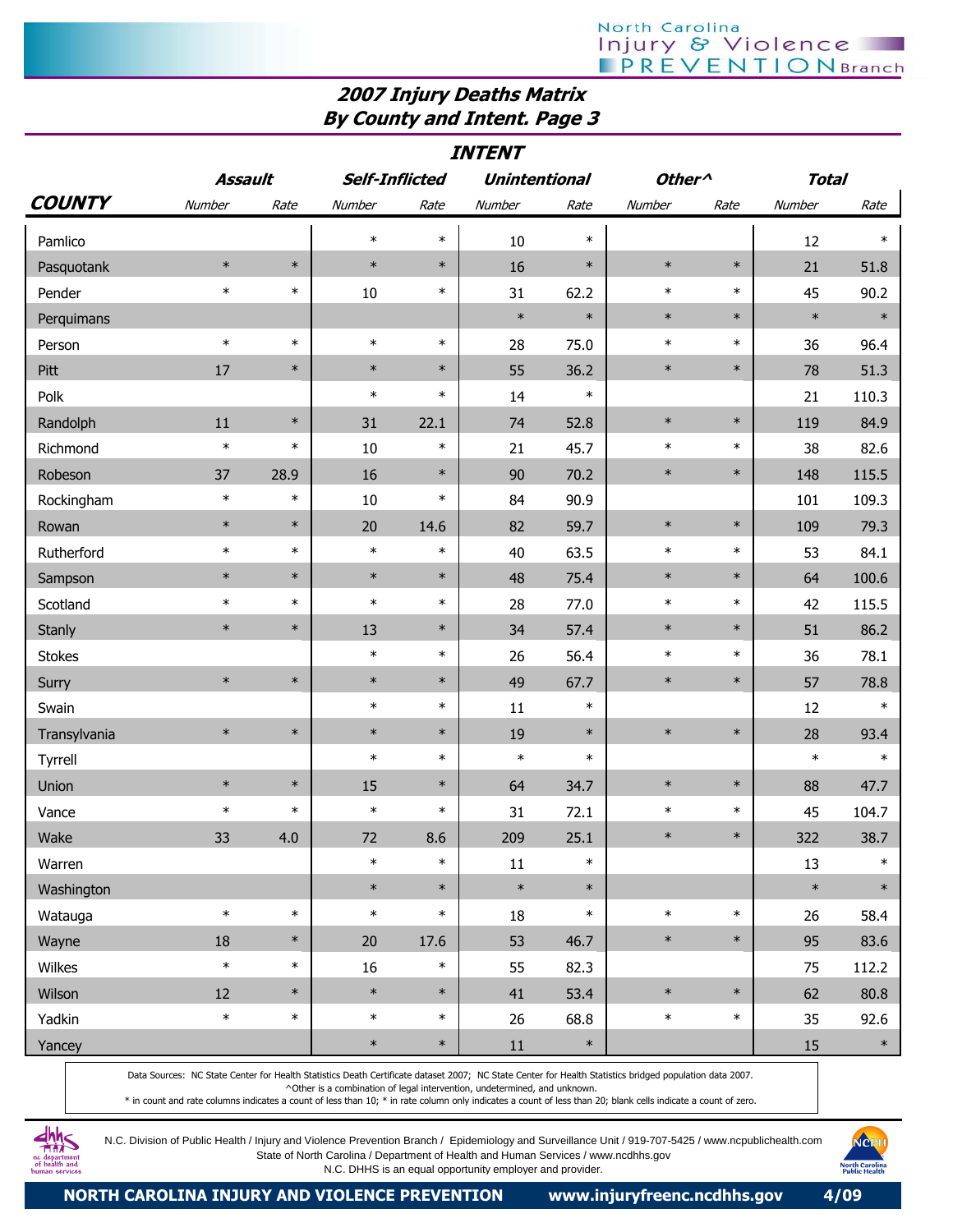# 2007 Injury Deaths Matrix
# By County and Intent. Page 3

| | INTENT | | | | | | | | | |
|---|---|---|---|---|---|---|---|---|---|---|
| | Assault | | Self-Inflicted | | Unintentional | | Other^ | | Total | |
| COUNTY | Number | Rate | Number | Rate | Number | Rate | Number | Rate | Number | Rate |
| Pamlico | | | * | * | 10 | * | | | 12 | * |
| Pasquotank | * | * | * | * | 16 | * | * | * | 21 | 51.8 |
| Pender | * | * | 10 | * | 31 | 62.2 | * | * | 45 | 90.2 |
| Perquimans | | | | | * | * | * | * | * | * |
| Person | * | * | * | * | 28 | 75.0 | * | * | 36 | 96.4 |
| Pitt | 17 | * | * | * | 55 | 36.2 | * | * | 78 | 51.3 |
| Polk | | | * | * | 14 | * | | | 21 | 110.3 |
| Randolph | 11 | * | 31 | 22.1 | 74 | 52.8 | * | * | 119 | 84.9 |
| Richmond | * | * | 10 | * | 21 | 45.7 | * | * | 38 | 82.6 |
| Robeson | 37 | 28.9 | 16 | * | 90 | 70.2 | * | * | 148 | 115.5 |
| Rockingham | * | * | 10 | * | 84 | 90.9 | | | 101 | 109.3 |
| Rowan | * | * | 20 | 14.6 | 82 | 59.7 | * | * | 109 | 79.3 |
| Rutherford | * | * | * | * | 40 | 63.5 | * | * | 53 | 84.1 |
| Sampson | * | * | * | * | 48 | 75.4 | * | * | 64 | 100.6 |
| Scotland | * | * | * | * | 28 | 77.0 | * | * | 42 | 115.5 |
| Stanly | * | * | 13 | * | 34 | 57.4 | * | * | 51 | 86.2 |
| Stokes | | | * | * | 26 | 56.4 | * | * | 36 | 78.1 |
| Surry | * | * | * | * | 49 | 67.7 | * | * | 57 | 78.8 |
| Swain | | | * | * | 11 | * | | | 12 | * |
| Transylvania | * | * | * | * | 19 | * | * | * | 28 | 93.4 |
| Tyrrell | | | * | * | * | * | | | * | * |
| Union | * | * | 15 | * | 64 | 34.7 | * | * | 88 | 47.7 |
| Vance | * | * | * | * | 31 | 72.1 | * | * | 45 | 104.7 |
| Wake | 33 | 4.0 | 72 | 8.6 | 209 | 25.1 | * | * | 322 | 38.7 |
| Warren | | | * | * | 11 | * | | | 13 | * |
| Washington | | | * | * | * | * | | | * | * |
| Watauga | * | * | * | * | 18 | * | * | * | 26 | 58.4 |
| Wayne | 18 | * | 20 | 17.6 | 53 | 46.7 | * | * | 95 | 83.6 |
| Wilkes | * | * | 16 | * | 55 | 82.3 | | | 75 | 112.2 |
| Wilson | 12 | * | * | * | 41 | 53.4 | * | * | 62 | 80.8 |
| Yadkin | * | * | * | * | 26 | 68.8 | * | * | 35 | 92.6 |
| Yancey | | | * | * | 11 | * | | | 15 | * |

Data Sources: NC State Center for Health Statistics Death Certificate dataset 2007; NC State Center for Health Statistics bridged population data 2007.
^Other is a combination of legal intervention, undetermined, and unknown.
* in count and rate columns indicates a count of less than 10; * in rate column only indicates a count of less than 20; blank cells indicate a count of zero.

N.C. Division of Public Health / Injury and Violence Prevention Branch / Epidemiology and Surveillance Unit / 919-707-5425 / www.ncpublichealth.com
State of North Carolina / Department of Health and Human Services / www.ncdhhs.gov
N.C. DHHS is an equal opportunity employer and provider.

**NORTH CAROLINA INJURY AND VIOLENCE PREVENTION** www.injuryfreenc.ncdhhs.gov 4/09